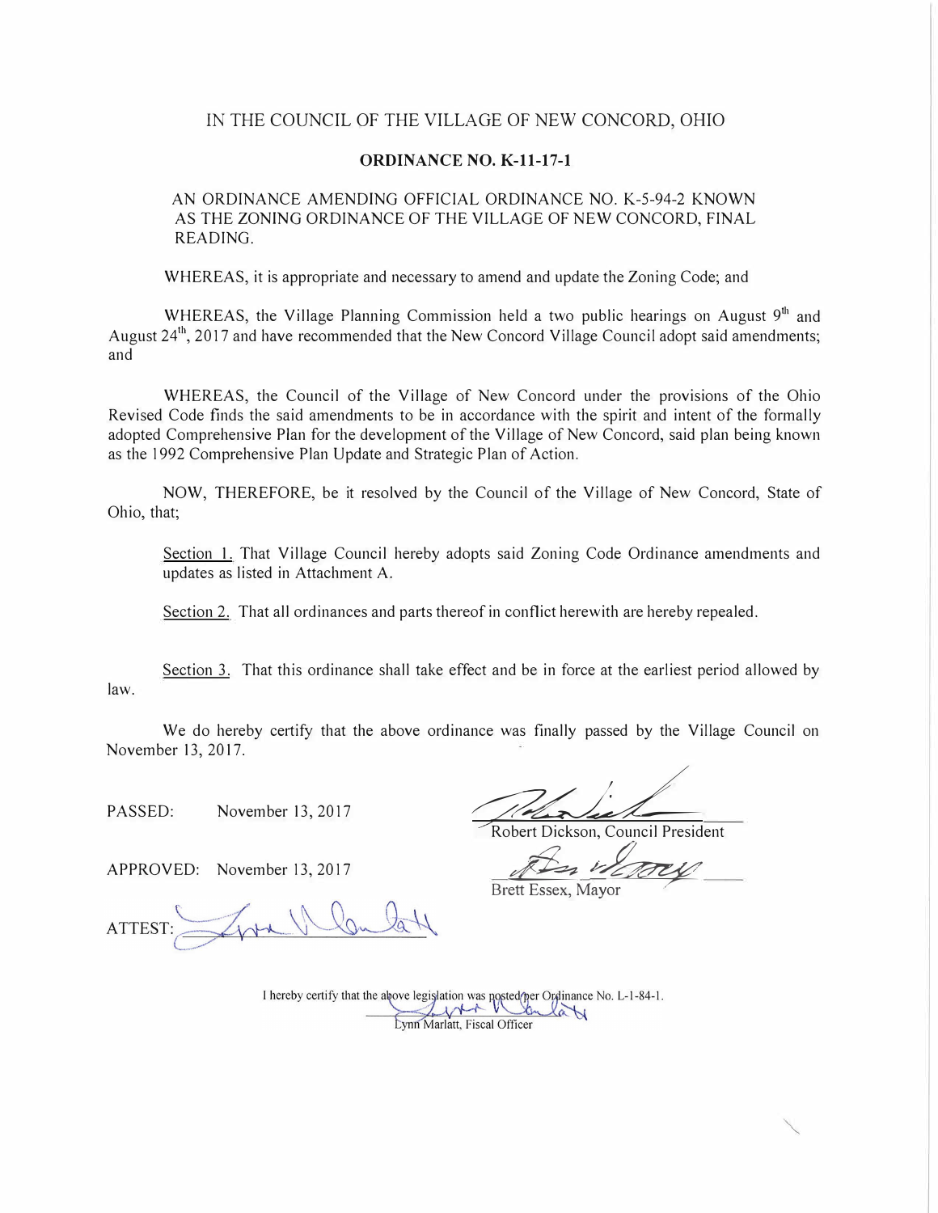IN THE COUNCIL OF THE VILLAGE OF NEW CONCORD, OHIO

**ORDINANCE NO. K-11-17-1**

AN ORDINANCE AMENDING OFFICIAL ORDINANCE NO. K-5-94-2 KNOWN AS THE ZONING ORDINANCE OF THE VILLAGE OF NEW CONCORD, FINAL READING.

WHEREAS, it is appropriate and necessary to amend and update the Zoning Code; and

WHEREAS, the Village Planning Commission held a two public hearings on August 9th and August 24th, 2017 and have recommended that the New Concord Village Council adopt said amendments; and

WHEREAS, the Council of the Village of New Concord under the provisions of the Ohio Revised Code finds the said amendments to be in accordance with the spirit and intent of the formally adopted Comprehensive Plan for the development of the Village of New Concord, said plan being known as the 1992 Comprehensive Plan Update and Strategic Plan of Action.

NOW, THEREFORE, be it resolved by the Council of the Village of New Concord, State of Ohio, that;

Section 1. That Village Council hereby adopts said Zoning Code Ordinance amendments and updates as listed in Attachment A.

Section 2. That all ordinances and parts thereof in conflict herewith are hereby repealed.

Section 3. That this ordinance shall take effect and be in force at the earliest period allowed by law.

We do hereby certify that the above ordinance was finally passed by the Village Council on November 13, 2017.

PASSED: November 13, 2017

Robert Dickson, Council President

APPROVED: November 13, 2017

Brett Essex, Mayor

ATTEST:

I hereby certify that the above legislation was posted per Ordinance No. L-1-84-1.

Lynn Marlatt, Fiscal Officer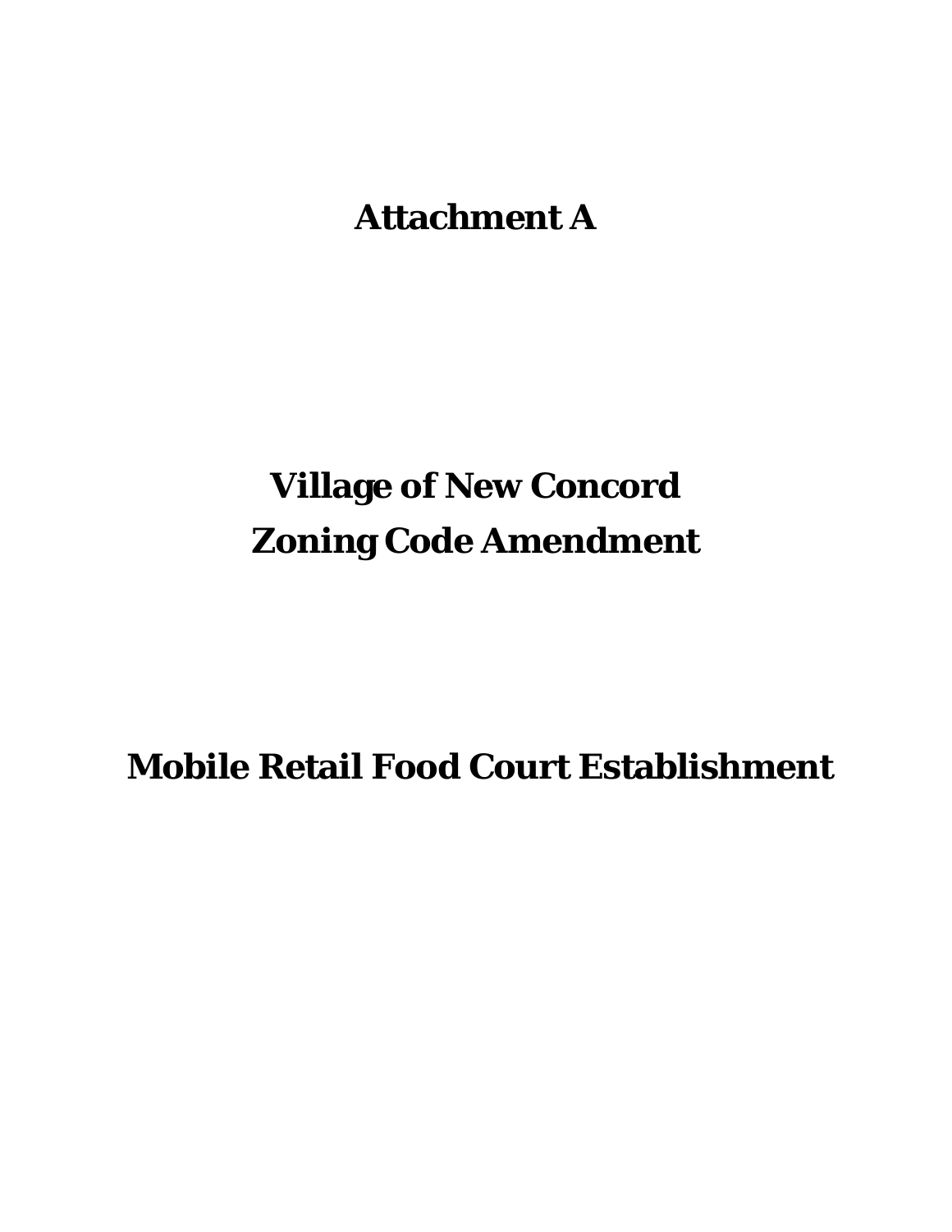# Attachment A

# Village of New Concord
# Zoning Code Amendment

# Mobile Retail Food Court Establishment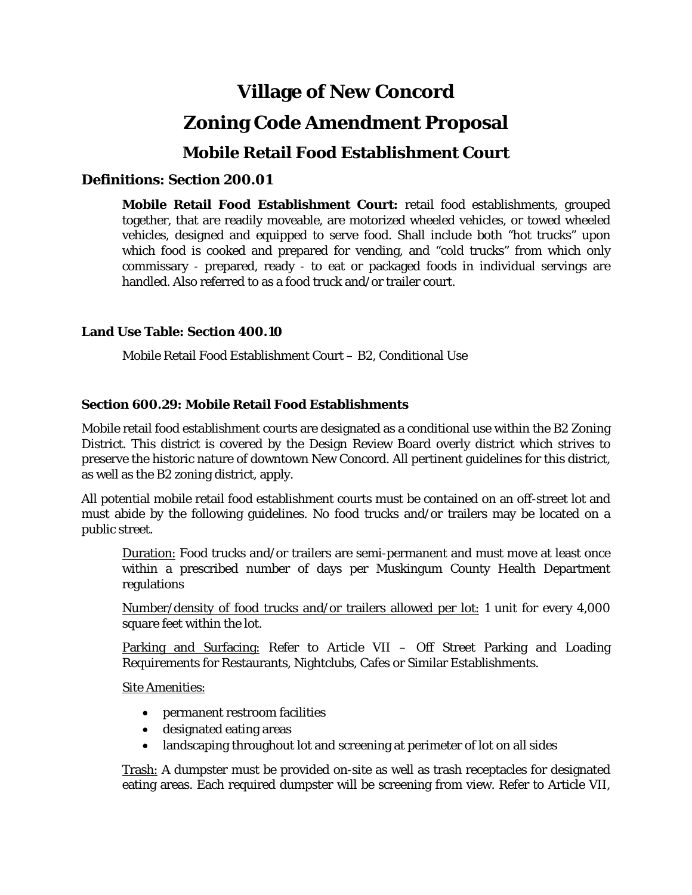# Village of New Concord

# Zoning Code Amendment Proposal

## Mobile Retail Food Establishment Court

### Definitions: Section 200.01

**Mobile Retail Food Establishment Court:** retail food establishments, grouped together, that are readily moveable, are motorized wheeled vehicles, or towed wheeled vehicles, designed and equipped to serve food. Shall include both "hot trucks" upon which food is cooked and prepared for vending, and "cold trucks" from which only commissary - prepared, ready - to eat or packaged foods in individual servings are handled. Also referred to as a food truck and/or trailer court.

**Land Use Table: Section 400.10**

Mobile Retail Food Establishment Court – B2, Conditional Use

**Section 600.29: Mobile Retail Food Establishments**

Mobile retail food establishment courts are designated as a conditional use within the B2 Zoning District. This district is covered by the Design Review Board overly district which strives to preserve the historic nature of downtown New Concord. All pertinent guidelines for this district, as well as the B2 zoning district, apply.

All potential mobile retail food establishment courts must be contained on an off-street lot and must abide by the following guidelines. No food trucks and/or trailers may be located on a public street.

<u>Duration:</u> Food trucks and/or trailers are semi-permanent and must move at least once within a prescribed number of days per Muskingum County Health Department regulations

<u>Number/density of food trucks and/or trailers allowed per lot:</u> 1 unit for every 4,000 square feet within the lot.

<u>Parking and Surfacing:</u> Refer to Article VII – Off Street Parking and Loading Requirements for Restaurants, Nightclubs, Cafes or Similar Establishments.

<u>Site Amenities:</u>

- permanent restroom facilities
- designated eating areas
- landscaping throughout lot and screening at perimeter of lot on all sides

<u>Trash:</u> A dumpster must be provided on-site as well as trash receptacles for designated eating areas. Each required dumpster will be screening from view. Refer to Article VII,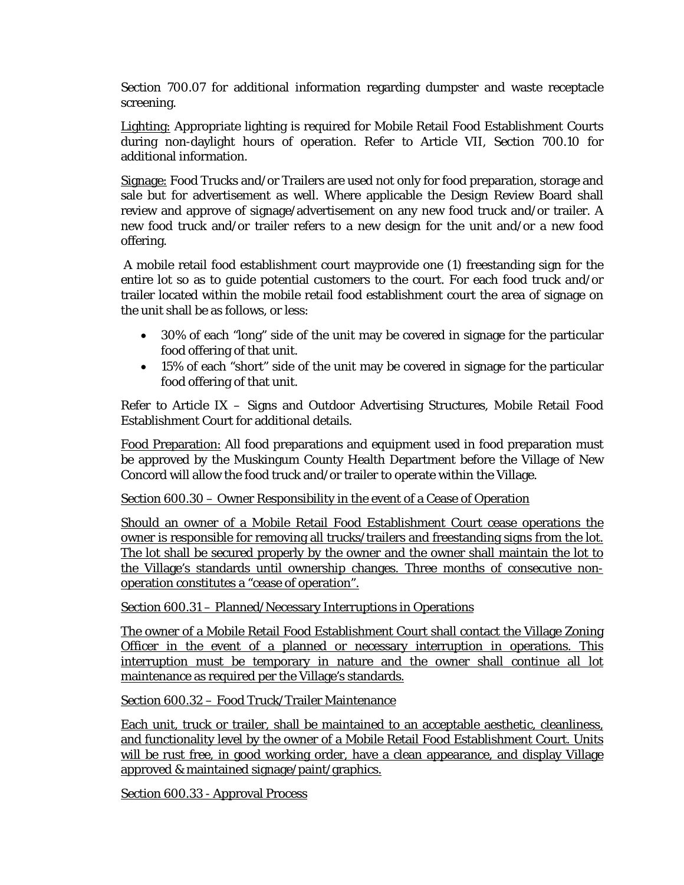Section 700.07 for additional information regarding dumpster and waste receptacle screening.

<u>Lighting:</u> Appropriate lighting is required for Mobile Retail Food Establishment Courts during non-daylight hours of operation. Refer to Article VII, Section 700.10 for additional information.

<u>Signage:</u> Food Trucks and/or Trailers are used not only for food preparation, storage and sale but for advertisement as well. Where applicable the Design Review Board shall review and approve of signage/advertisement on any new food truck and/or trailer. A new food truck and/or trailer refers to a new design for the unit and/or a new food offering.

A mobile retail food establishment court mayprovide one (1) freestanding sign for the entire lot so as to guide potential customers to the court. For each food truck and/or trailer located within the mobile retail food establishment court the area of signage on the unit shall be as follows, or less:

- 30% of each "long" side of the unit may be covered in signage for the particular food offering of that unit.
- 15% of each "short" side of the unit may be covered in signage for the particular food offering of that unit.

Refer to Article IX – Signs and Outdoor Advertising Structures, Mobile Retail Food Establishment Court for additional details.

<u>Food Preparation:</u> All food preparations and equipment used in food preparation must be approved by the Muskingum County Health Department before the Village of New Concord will allow the food truck and/or trailer to operate within the Village.

<u>Section 600.30 – Owner Responsibility in the event of a Cease of Operation</u>

<u>Should an owner of a Mobile Retail Food Establishment Court cease operations the owner is responsible for removing all trucks/trailers and freestanding signs from the lot. The lot shall be secured properly by the owner and the owner shall maintain the lot to the Village's standards until ownership changes. Three months of consecutive non-operation constitutes a "cease of operation".</u>

<u>Section 600.31 – Planned/Necessary Interruptions in Operations</u>

<u>The owner of a Mobile Retail Food Establishment Court shall contact the Village Zoning Officer in the event of a planned or necessary interruption in operations. This interruption must be temporary in nature and the owner shall continue all lot maintenance as required per the Village's standards.</u>

<u>Section 600.32 – Food Truck/Trailer Maintenance</u>

<u>Each unit, truck or trailer, shall be maintained to an acceptable aesthetic, cleanliness, and functionality level by the owner of a Mobile Retail Food Establishment Court. Units will be rust free, in good working order, have a clean appearance, and display Village approved & maintained signage/paint/graphics.</u>

<u>Section 600.33 - Approval Process</u>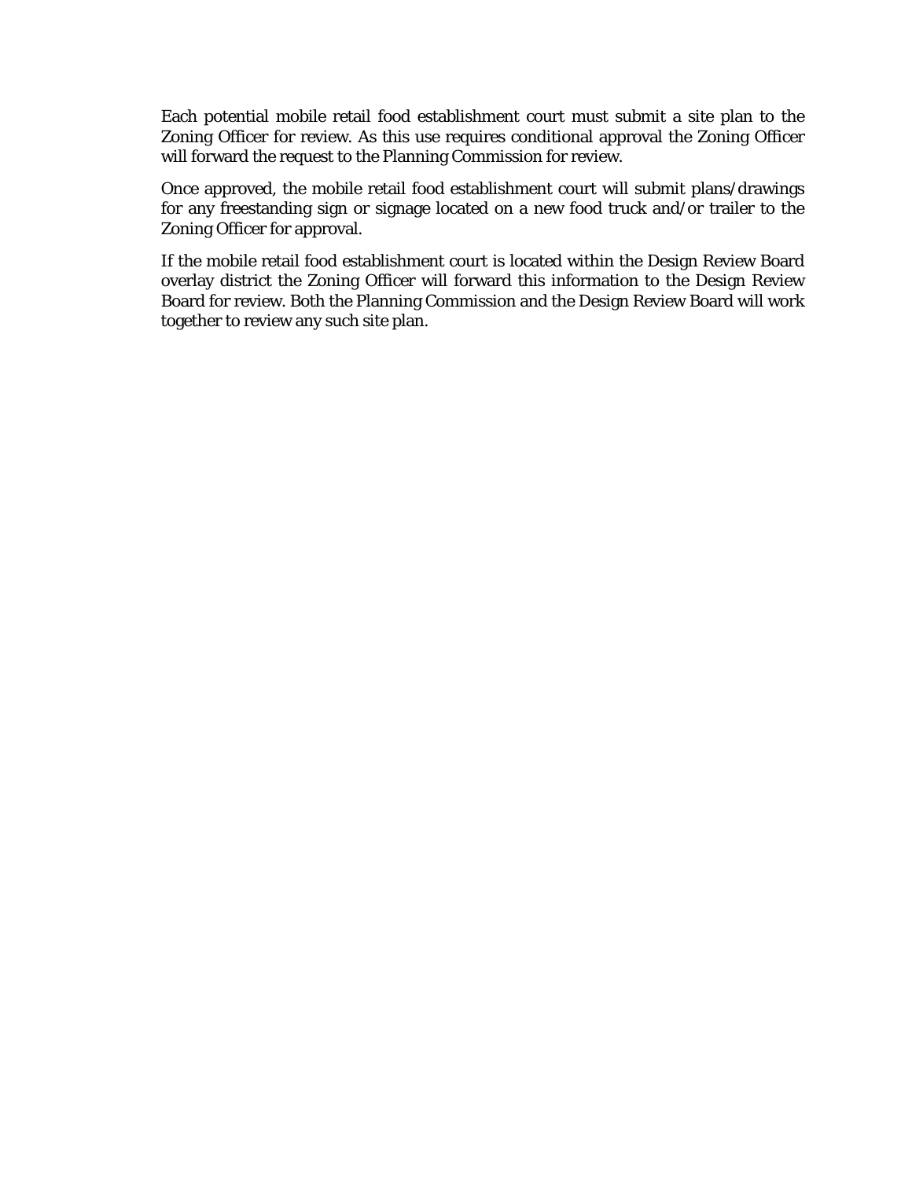Each potential mobile retail food establishment court must submit a site plan to the Zoning Officer for review. As this use requires conditional approval the Zoning Officer will forward the request to the Planning Commission for review.

Once approved, the mobile retail food establishment court will submit plans/drawings for any freestanding sign or signage located on a new food truck and/or trailer to the Zoning Officer for approval.

If the mobile retail food establishment court is located within the Design Review Board overlay district the Zoning Officer will forward this information to the Design Review Board for review. Both the Planning Commission and the Design Review Board will work together to review any such site plan.